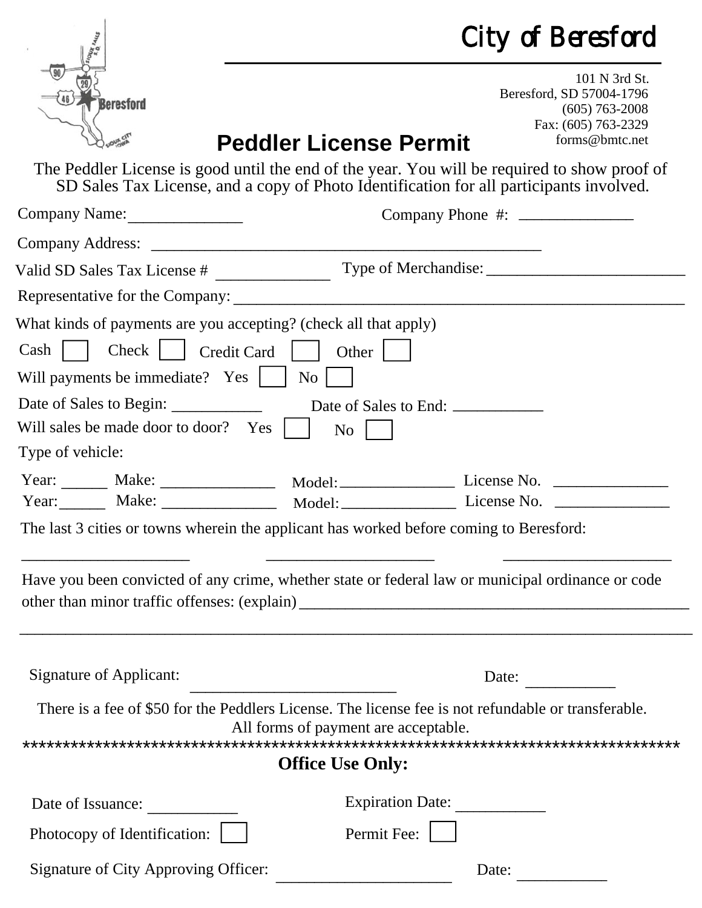# City of Beresford

101 N 3rd St.
Beresford, SD 57004-1796
(605) 763-2008
Fax: (605) 763-2329
forms@bmtc.net

## Peddler License Permit

The Peddler License is good until the end of the year. You will be required to show proof of SD Sales Tax License, and a copy of Photo Identification for all participants involved.

Company Name:______________ Company Phone #: ______________

Company Address: __________________________________________________

Valid SD Sales Tax License # ______________ Type of Merchandise:_________________________

Representative for the Company:_________________________________________________________

What kinds of payments are you accepting? (check all that apply)

Cash ☐ Check ☐ Credit Card ☐ Other ☐

Will payments be immediate? Yes ☐ No ☐

Date of Sales to Begin: ___________ Date of Sales to End: ___________

Will sales be made door to door? Yes ☐ No ☐

Type of vehicle:

Year: ______ Make: ______________ Model:______________ License No. ______________

Year:______ Make: ______________ Model:______________ License No. ______________

The last 3 cities or towns wherein the applicant has worked before coming to Beresford:

_____________________ _____________________ _____________________

Have you been convicted of any crime, whether state or federal law or municipal ordinance or code other than minor traffic offenses: (explain)__________________________________________________

_____________________________________________________________________________________

Signature of Applicant: _________________________ Date: ___________

There is a fee of $50 for the Peddlers License. The license fee is not refundable or transferable. All forms of payment are acceptable.

*************************************************************************************

**Office Use Only:**

Date of Issuance: ___________ Expiration Date: ___________

Photocopy of Identification: ☐ Permit Fee: ☐

Signature of City Approving Officer: _____________________ Date: ___________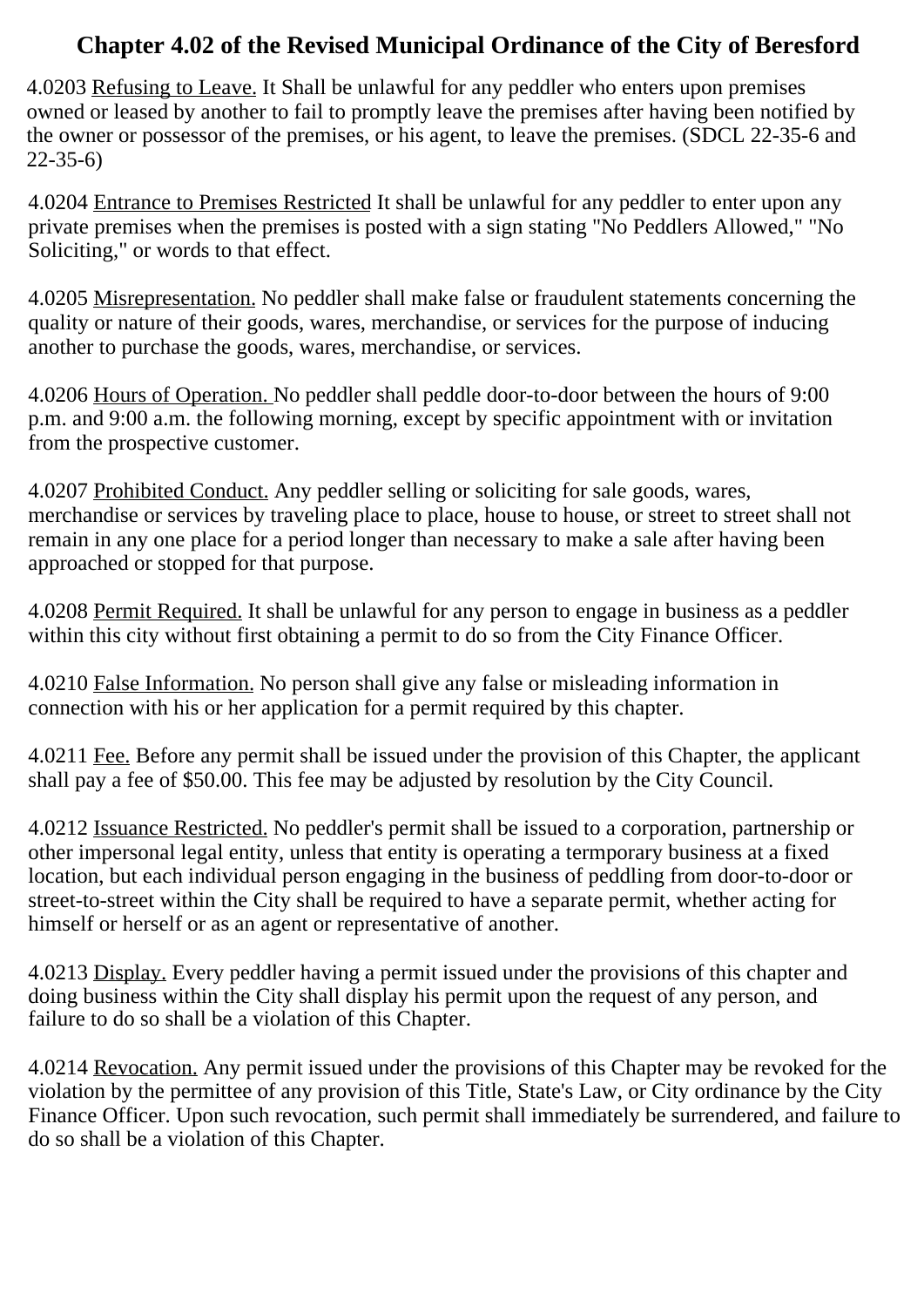# Chapter 4.02 of the Revised Municipal Ordinance of the City of Beresford

4.0203 Refusing to Leave. It Shall be unlawful for any peddler who enters upon premises owned or leased by another to fail to promptly leave the premises after having been notified by the owner or possessor of the premises, or his agent, to leave the premises. (SDCL 22-35-6 and 22-35-6)

4.0204 Entrance to Premises Restricted It shall be unlawful for any peddler to enter upon any private premises when the premises is posted with a sign stating "No Peddlers Allowed," "No Soliciting," or words to that effect.

4.0205 Misrepresentation. No peddler shall make false or fraudulent statements concerning the quality or nature of their goods, wares, merchandise, or services for the purpose of inducing another to purchase the goods, wares, merchandise, or services.

4.0206 Hours of Operation. No peddler shall peddle door-to-door between the hours of 9:00 p.m. and 9:00 a.m. the following morning, except by specific appointment with or invitation from the prospective customer.

4.0207 Prohibited Conduct. Any peddler selling or soliciting for sale goods, wares, merchandise or services by traveling place to place, house to house, or street to street shall not remain in any one place for a period longer than necessary to make a sale after having been approached or stopped for that purpose.

4.0208 Permit Required. It shall be unlawful for any person to engage in business as a peddler within this city without first obtaining a permit to do so from the City Finance Officer.

4.0210 False Information. No person shall give any false or misleading information in connection with his or her application for a permit required by this chapter.

4.0211 Fee. Before any permit shall be issued under the provision of this Chapter, the applicant shall pay a fee of $50.00. This fee may be adjusted by resolution by the City Council.

4.0212 Issuance Restricted. No peddler's permit shall be issued to a corporation, partnership or other impersonal legal entity, unless that entity is operating a termporary business at a fixed location, but each individual person engaging in the business of peddling from door-to-door or street-to-street within the City shall be required to have a separate permit, whether acting for himself or herself or as an agent or representative of another.

4.0213 Display. Every peddler having a permit issued under the provisions of this chapter and doing business within the City shall display his permit upon the request of any person, and failure to do so shall be a violation of this Chapter.

4.0214 Revocation. Any permit issued under the provisions of this Chapter may be revoked for the violation by the permittee of any provision of this Title, State's Law, or City ordinance by the City Finance Officer. Upon such revocation, such permit shall immediately be surrendered, and failure to do so shall be a violation of this Chapter.